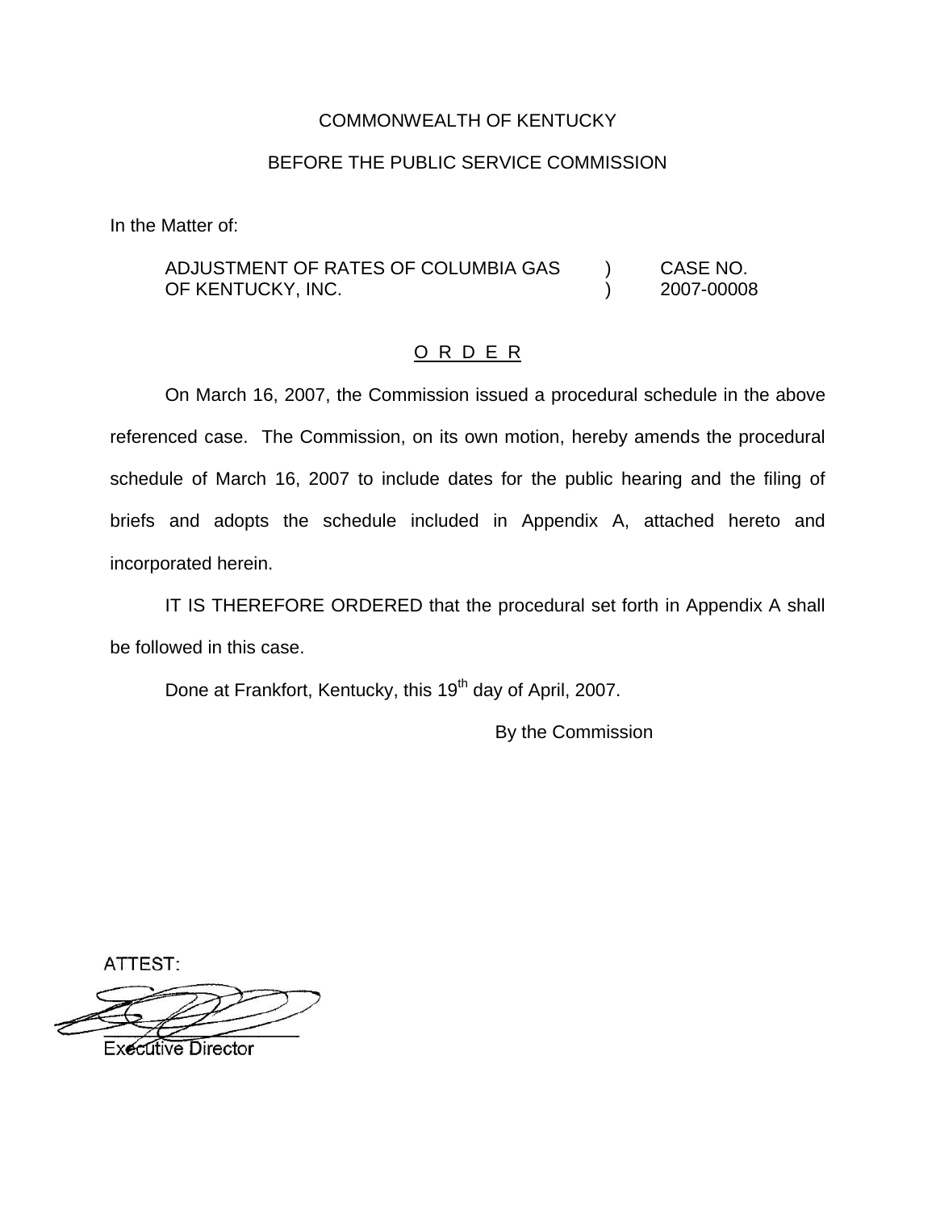COMMONWEALTH OF KENTUCKY

BEFORE THE PUBLIC SERVICE COMMISSION

In the Matter of:

| | | |
|---|---|---|
| ADJUSTMENT OF RATES OF COLUMBIA GAS OF KENTUCKY, INC. | ) ) | CASE NO. 2007-00008 |

O R D E R

On March 16, 2007, the Commission issued a procedural schedule in the above referenced case. The Commission, on its own motion, hereby amends the procedural schedule of March 16, 2007 to include dates for the public hearing and the filing of briefs and adopts the schedule included in Appendix A, attached hereto and incorporated herein.

IT IS THEREFORE ORDERED that the procedural set forth in Appendix A shall be followed in this case.

Done at Frankfort, Kentucky, this 19th day of April, 2007.

By the Commission

ATTEST:

Executive Director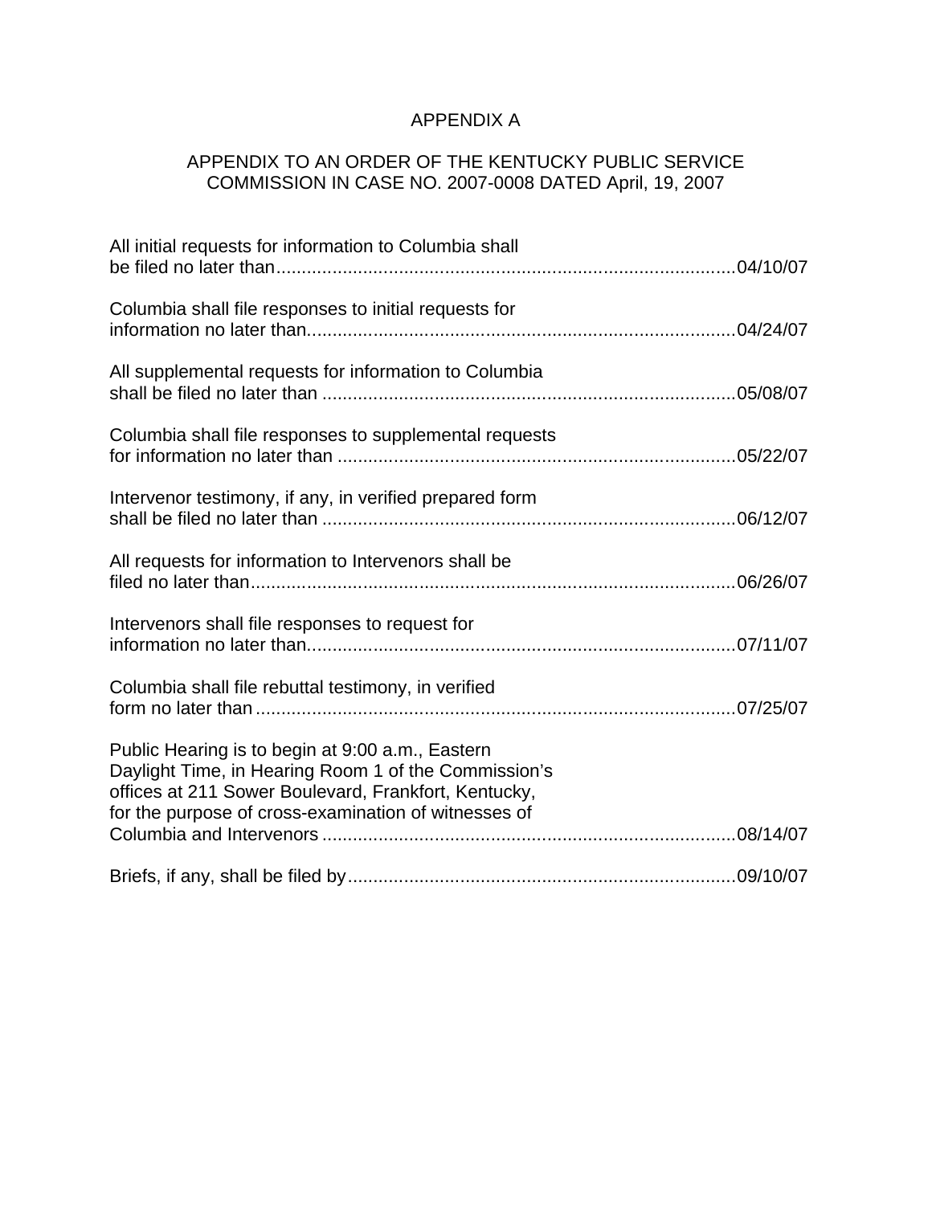APPENDIX A

APPENDIX TO AN ORDER OF THE KENTUCKY PUBLIC SERVICE COMMISSION IN CASE NO. 2007-0008 DATED April, 19, 2007

All initial requests for information to Columbia shall be filed no later than.........................................................................................04/10/07

Columbia shall file responses to initial requests for information no later than..................................................................................04/24/07

All supplemental requests for information to Columbia shall be filed no later than ................................................................................05/08/07

Columbia shall file responses to supplemental requests for information no later than .............................................................................05/22/07

Intervenor testimony, if any, in verified prepared form shall be filed no later than ................................................................................06/12/07

All requests for information to Intervenors shall be filed no later than..............................................................................................06/26/07

Intervenors shall file responses to request for information no later than..................................................................................07/11/07

Columbia shall file rebuttal testimony, in verified form no later than ............................................................................................07/25/07

Public Hearing is to begin at 9:00 a.m., Eastern Daylight Time, in Hearing Room 1 of the Commission's offices at 211 Sower Boulevard, Frankfort, Kentucky, for the purpose of cross-examination of witnesses of Columbia and Intervenors ................................................................................08/14/07

Briefs, if any, shall be filed by...........................................................................09/10/07